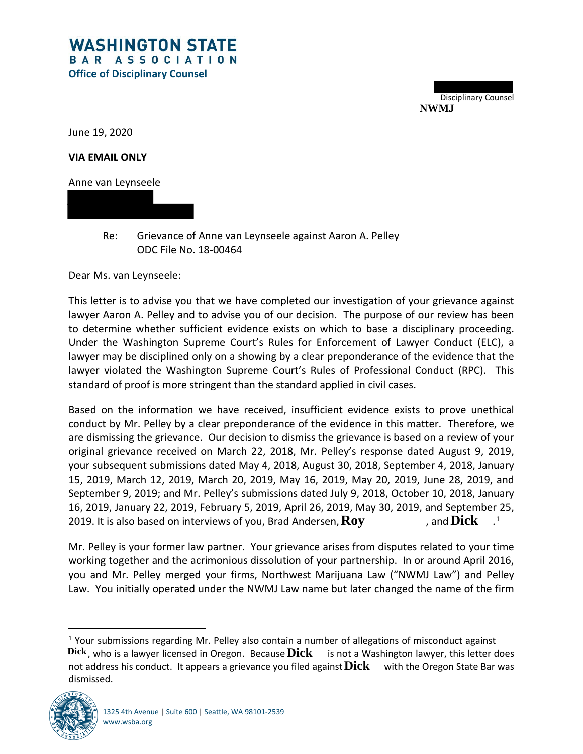# WASHINGTON STATE
## BAR ASSOCIATION
**Office of Disciplinary Counsel**

Disciplinary Counsel
**NWMJ**

June 19, 2020

**VIA EMAIL ONLY**

Anne van Leynseele

Re: Grievance of Anne van Leynseele against Aaron A. Pelley
ODC File No. 18-00464

Dear Ms. van Leynseele:

This letter is to advise you that we have completed our investigation of your grievance against lawyer Aaron A. Pelley and to advise you of our decision. The purpose of our review has been to determine whether sufficient evidence exists on which to base a disciplinary proceeding. Under the Washington Supreme Court's Rules for Enforcement of Lawyer Conduct (ELC), a lawyer may be disciplined only on a showing by a clear preponderance of the evidence that the lawyer violated the Washington Supreme Court's Rules of Professional Conduct (RPC). This standard of proof is more stringent than the standard applied in civil cases.

Based on the information we have received, insufficient evidence exists to prove unethical conduct by Mr. Pelley by a clear preponderance of the evidence in this matter. Therefore, we are dismissing the grievance. Our decision to dismiss the grievance is based on a review of your original grievance received on March 22, 2018, Mr. Pelley's response dated August 9, 2019, your subsequent submissions dated May 4, 2018, August 30, 2018, September 4, 2018, January 15, 2019, March 12, 2019, March 20, 2019, May 16, 2019, May 20, 2019, June 28, 2019, and September 9, 2019; and Mr. Pelley's submissions dated July 9, 2018, October 10, 2018, January 16, 2019, January 22, 2019, February 5, 2019, April 26, 2019, May 30, 2019, and September 25, 2019. It is also based on interviews of you, Brad Andersen, **Roy**, and **Dick**.[1]

Mr. Pelley is your former law partner. Your grievance arises from disputes related to your time working together and the acrimonious dissolution of your partnership. In or around April 2016, you and Mr. Pelley merged your firms, Northwest Marijuana Law ("NWMJ Law") and Pelley Law. You initially operated under the NWMJ Law name but later changed the name of the firm

[1] Your submissions regarding Mr. Pelley also contain a number of allegations of misconduct against **Dick**, who is a lawyer licensed in Oregon. Because **Dick** is not a Washington lawyer, this letter does not address his conduct. It appears a grievance you filed against **Dick** with the Oregon State Bar was dismissed.

1325 4th Avenue | Suite 600 | Seattle, WA 98101-2539
www.wsba.org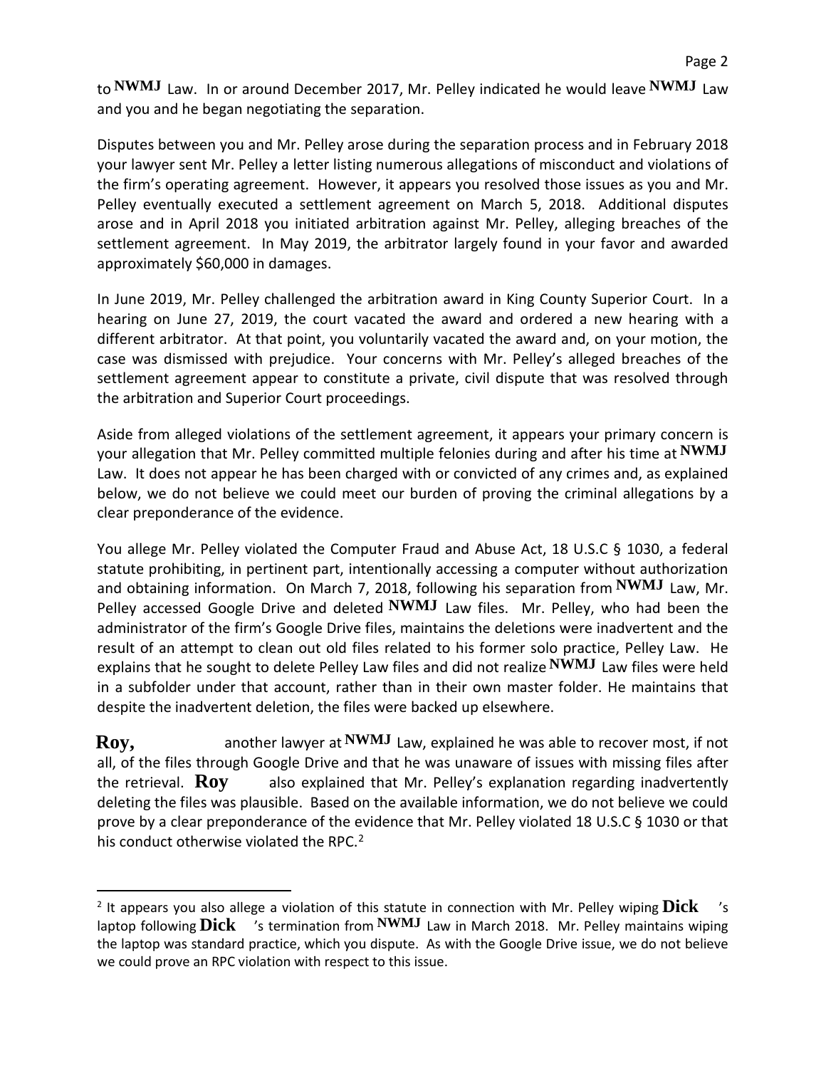to NWMJ Law. In or around December 2017, Mr. Pelley indicated he would leave NWMJ Law and you and he began negotiating the separation.

Disputes between you and Mr. Pelley arose during the separation process and in February 2018 your lawyer sent Mr. Pelley a letter listing numerous allegations of misconduct and violations of the firm's operating agreement. However, it appears you resolved those issues as you and Mr. Pelley eventually executed a settlement agreement on March 5, 2018. Additional disputes arose and in April 2018 you initiated arbitration against Mr. Pelley, alleging breaches of the settlement agreement. In May 2019, the arbitrator largely found in your favor and awarded approximately $60,000 in damages.

In June 2019, Mr. Pelley challenged the arbitration award in King County Superior Court. In a hearing on June 27, 2019, the court vacated the award and ordered a new hearing with a different arbitrator. At that point, you voluntarily vacated the award and, on your motion, the case was dismissed with prejudice. Your concerns with Mr. Pelley's alleged breaches of the settlement agreement appear to constitute a private, civil dispute that was resolved through the arbitration and Superior Court proceedings.

Aside from alleged violations of the settlement agreement, it appears your primary concern is your allegation that Mr. Pelley committed multiple felonies during and after his time at NWMJ Law. It does not appear he has been charged with or convicted of any crimes and, as explained below, we do not believe we could meet our burden of proving the criminal allegations by a clear preponderance of the evidence.

You allege Mr. Pelley violated the Computer Fraud and Abuse Act, 18 U.S.C § 1030, a federal statute prohibiting, in pertinent part, intentionally accessing a computer without authorization and obtaining information. On March 7, 2018, following his separation from NWMJ Law, Mr. Pelley accessed Google Drive and deleted NWMJ Law files. Mr. Pelley, who had been the administrator of the firm's Google Drive files, maintains the deletions were inadvertent and the result of an attempt to clean out old files related to his former solo practice, Pelley Law. He explains that he sought to delete Pelley Law files and did not realize NWMJ Law files were held in a subfolder under that account, rather than in their own master folder. He maintains that despite the inadvertent deletion, the files were backed up elsewhere.

Roy, another lawyer at NWMJ Law, explained he was able to recover most, if not all, of the files through Google Drive and that he was unaware of issues with missing files after the retrieval. Roy also explained that Mr. Pelley's explanation regarding inadvertently deleting the files was plausible. Based on the available information, we do not believe we could prove by a clear preponderance of the evidence that Mr. Pelley violated 18 U.S.C § 1030 or that his conduct otherwise violated the RPC.[2]

[2] It appears you also allege a violation of this statute in connection with Mr. Pelley wiping Dick's laptop following Dick's termination from NWMJ Law in March 2018. Mr. Pelley maintains wiping the laptop was standard practice, which you dispute. As with the Google Drive issue, we do not believe we could prove an RPC violation with respect to this issue.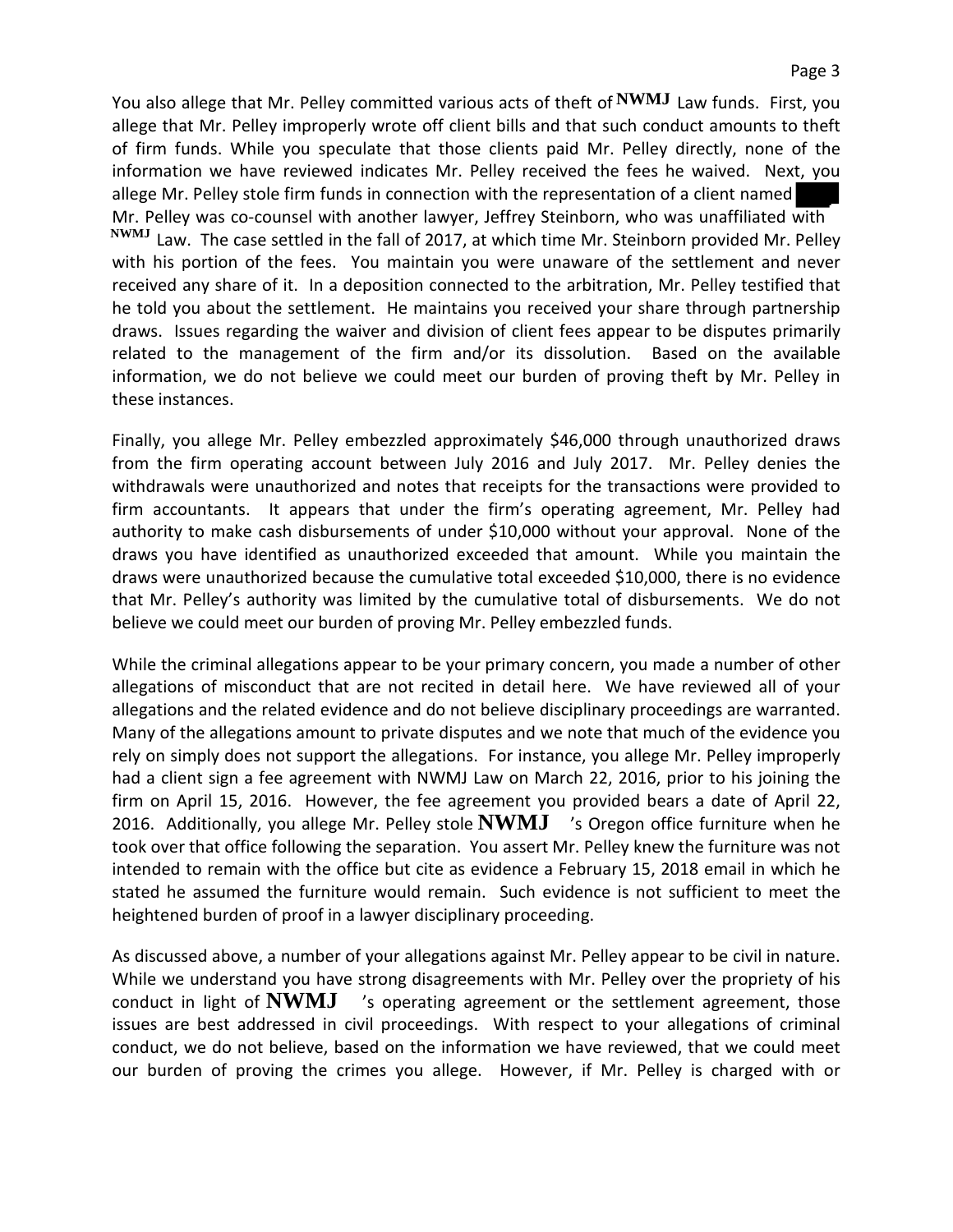You also allege that Mr. Pelley committed various acts of theft of NWMJ Law funds. First, you allege that Mr. Pelley improperly wrote off client bills and that such conduct amounts to theft of firm funds. While you speculate that those clients paid Mr. Pelley directly, none of the information we have reviewed indicates Mr. Pelley received the fees he waived. Next, you allege Mr. Pelley stole firm funds in connection with the representation of a client named ████ Mr. Pelley was co-counsel with another lawyer, Jeffrey Steinborn, who was unaffiliated with NWMJ Law. The case settled in the fall of 2017, at which time Mr. Steinborn provided Mr. Pelley with his portion of the fees. You maintain you were unaware of the settlement and never received any share of it. In a deposition connected to the arbitration, Mr. Pelley testified that he told you about the settlement. He maintains you received your share through partnership draws. Issues regarding the waiver and division of client fees appear to be disputes primarily related to the management of the firm and/or its dissolution. Based on the available information, we do not believe we could meet our burden of proving theft by Mr. Pelley in these instances.

Finally, you allege Mr. Pelley embezzled approximately $46,000 through unauthorized draws from the firm operating account between July 2016 and July 2017. Mr. Pelley denies the withdrawals were unauthorized and notes that receipts for the transactions were provided to firm accountants. It appears that under the firm's operating agreement, Mr. Pelley had authority to make cash disbursements of under $10,000 without your approval. None of the draws you have identified as unauthorized exceeded that amount. While you maintain the draws were unauthorized because the cumulative total exceeded $10,000, there is no evidence that Mr. Pelley's authority was limited by the cumulative total of disbursements. We do not believe we could meet our burden of proving Mr. Pelley embezzled funds.

While the criminal allegations appear to be your primary concern, you made a number of other allegations of misconduct that are not recited in detail here. We have reviewed all of your allegations and the related evidence and do not believe disciplinary proceedings are warranted. Many of the allegations amount to private disputes and we note that much of the evidence you rely on simply does not support the allegations. For instance, you allege Mr. Pelley improperly had a client sign a fee agreement with NWMJ Law on March 22, 2016, prior to his joining the firm on April 15, 2016. However, the fee agreement you provided bears a date of April 22, 2016. Additionally, you allege Mr. Pelley stole NWMJ's Oregon office furniture when he took over that office following the separation. You assert Mr. Pelley knew the furniture was not intended to remain with the office but cite as evidence a February 15, 2018 email in which he stated he assumed the furniture would remain. Such evidence is not sufficient to meet the heightened burden of proof in a lawyer disciplinary proceeding.

As discussed above, a number of your allegations against Mr. Pelley appear to be civil in nature. While we understand you have strong disagreements with Mr. Pelley over the propriety of his conduct in light of NWMJ's operating agreement or the settlement agreement, those issues are best addressed in civil proceedings. With respect to your allegations of criminal conduct, we do not believe, based on the information we have reviewed, that we could meet our burden of proving the crimes you allege. However, if Mr. Pelley is charged with or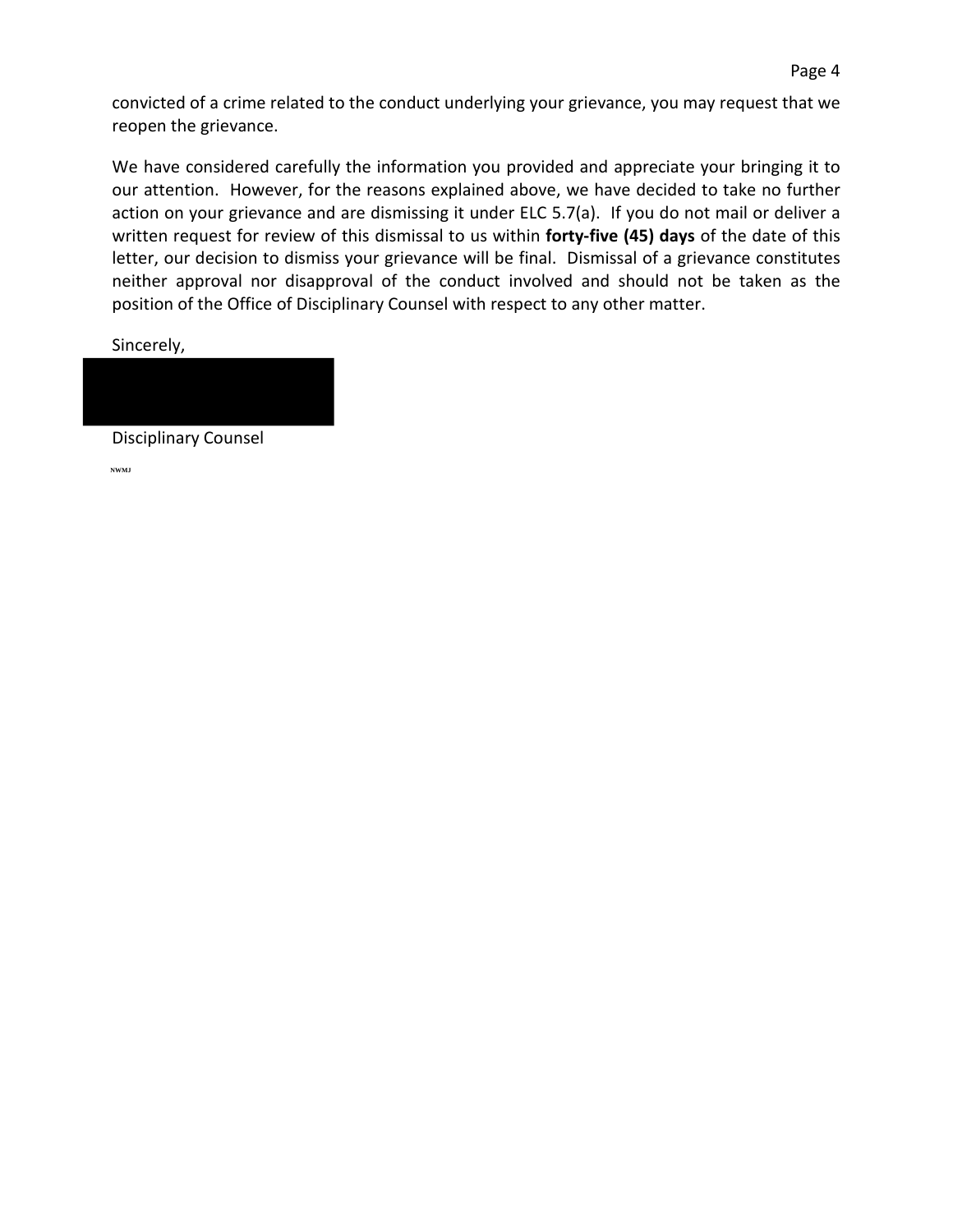convicted of a crime related to the conduct underlying your grievance, you may request that we reopen the grievance.

We have considered carefully the information you provided and appreciate your bringing it to our attention. However, for the reasons explained above, we have decided to take no further action on your grievance and are dismissing it under ELC 5.7(a). If you do not mail or deliver a written request for review of this dismissal to us within **forty-five (45) days** of the date of this letter, our decision to dismiss your grievance will be final. Dismissal of a grievance constitutes neither approval nor disapproval of the conduct involved and should not be taken as the position of the Office of Disciplinary Counsel with respect to any other matter.

Sincerely,

Disciplinary Counsel

NWMJ